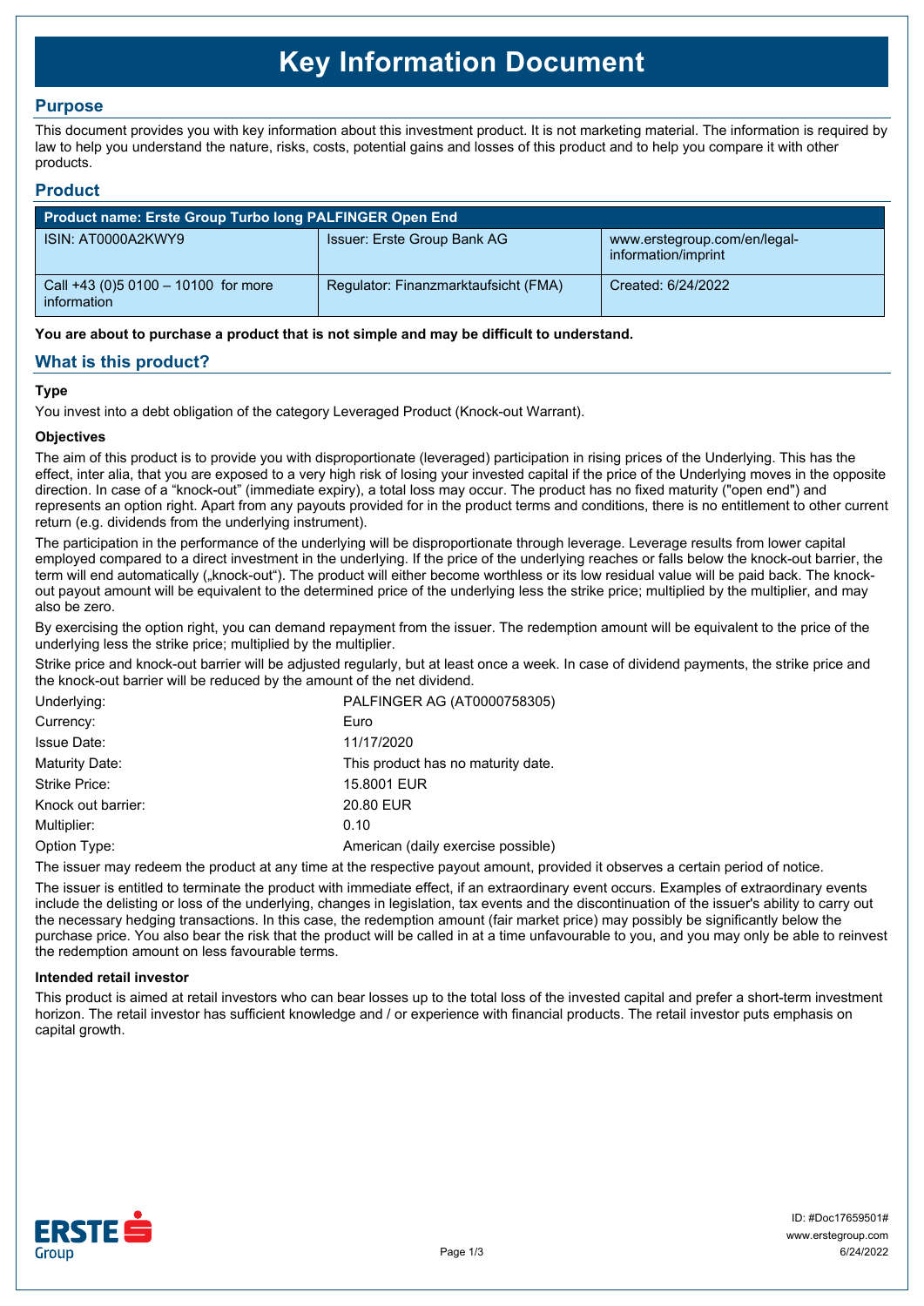# Key Information Document

## Purpose

This document provides you with key information about this investment product. It is not marketing material. The information is required by law to help you understand the nature, risks, costs, potential gains and losses of this product and to help you compare it with other products.

## Product

| Product name: Erste Group Turbo long PALFINGER Open End | | |
|---|---|---|
| ISIN: AT0000A2KWY9 | Issuer: Erste Group Bank AG | www.erstegroup.com/en/legal-information/imprint |
| Call +43 (0)5 0100 – 10100 for more information | Regulator: Finanzmarktaufsicht (FMA) | Created: 6/24/2022 |

**You are about to purchase a product that is not simple and may be difficult to understand.**

## What is this product?

### Type

You invest into a debt obligation of the category Leveraged Product (Knock-out Warrant).

### Objectives

The aim of this product is to provide you with disproportionate (leveraged) participation in rising prices of the Underlying. This has the effect, inter alia, that you are exposed to a very high risk of losing your invested capital if the price of the Underlying moves in the opposite direction. In case of a "knock-out" (immediate expiry), a total loss may occur. The product has no fixed maturity ("open end") and represents an option right. Apart from any payouts provided for in the product terms and conditions, there is no entitlement to other current return (e.g. dividends from the underlying instrument).

The participation in the performance of the underlying will be disproportionate through leverage. Leverage results from lower capital employed compared to a direct investment in the underlying. If the price of the underlying reaches or falls below the knock-out barrier, the term will end automatically („knock-out"). The product will either become worthless or its low residual value will be paid back. The knock-out payout amount will be equivalent to the determined price of the underlying less the strike price; multiplied by the multiplier, and may also be zero.

By exercising the option right, you can demand repayment from the issuer. The redemption amount will be equivalent to the price of the underlying less the strike price; multiplied by the multiplier.

Strike price and knock-out barrier will be adjusted regularly, but at least once a week. In case of dividend payments, the strike price and the knock-out barrier will be reduced by the amount of the net dividend.

| | |
|---|---|
| Underlying: | PALFINGER AG (AT0000758305) |
| Currency: | Euro |
| Issue Date: | 11/17/2020 |
| Maturity Date: | This product has no maturity date. |
| Strike Price: | 15.8001 EUR |
| Knock out barrier: | 20.80 EUR |
| Multiplier: | 0.10 |
| Option Type: | American (daily exercise possible) |

The issuer may redeem the product at any time at the respective payout amount, provided it observes a certain period of notice.

The issuer is entitled to terminate the product with immediate effect, if an extraordinary event occurs. Examples of extraordinary events include the delisting or loss of the underlying, changes in legislation, tax events and the discontinuation of the issuer's ability to carry out the necessary hedging transactions. In this case, the redemption amount (fair market price) may possibly be significantly below the purchase price. You also bear the risk that the product will be called in at a time unfavourable to you, and you may only be able to reinvest the redemption amount on less favourable terms.

### Intended retail investor

This product is aimed at retail investors who can bear losses up to the total loss of the invested capital and prefer a short-term investment horizon. The retail investor has sufficient knowledge and / or experience with financial products. The retail investor puts emphasis on capital growth.

ID: #Doc17659501#
www.erstegroup.com
6/24/2022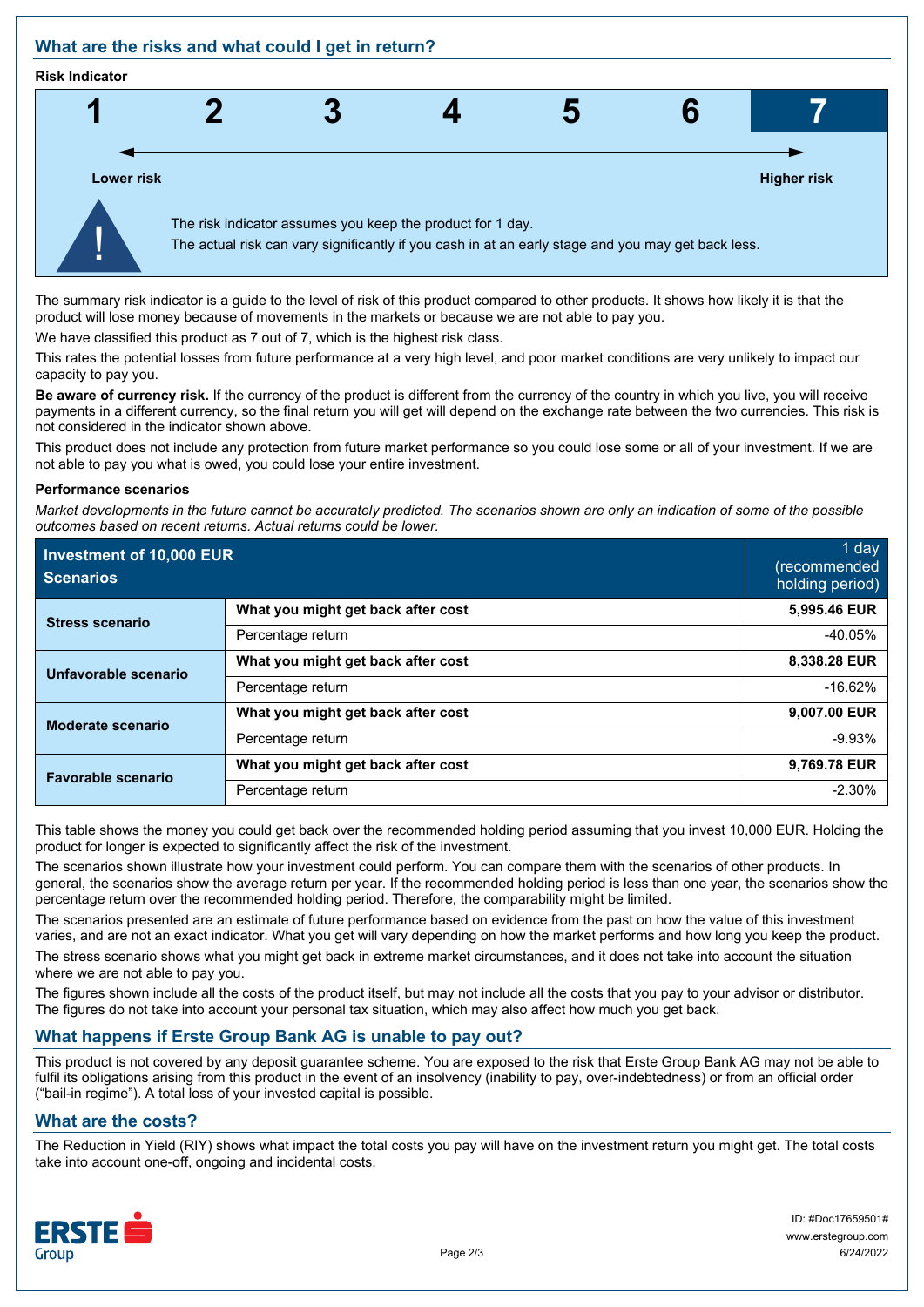## What are the risks and what could I get in return?

**Risk Indicator**

| 1 | 2 | 3 | 4 | 5 | 6 | **7** |
|---|---|---|---|---|---|---|

**Lower risk** ← → **Higher risk**

The risk indicator assumes you keep the product for 1 day.
The actual risk can vary significantly if you cash in at an early stage and you may get back less.

The summary risk indicator is a guide to the level of risk of this product compared to other products. It shows how likely it is that the product will lose money because of movements in the markets or because we are not able to pay you.

We have classified this product as 7 out of 7, which is the highest risk class.

This rates the potential losses from future performance at a very high level, and poor market conditions are very unlikely to impact our capacity to pay you.

**Be aware of currency risk.** If the currency of the product is different from the currency of the country in which you live, you will receive payments in a different currency, so the final return you will get will depend on the exchange rate between the two currencies. This risk is not considered in the indicator shown above.

This product does not include any protection from future market performance so you could lose some or all of your investment. If we are not able to pay you what is owed, you could lose your entire investment.

**Performance scenarios**

*Market developments in the future cannot be accurately predicted. The scenarios shown are only an indication of some of the possible outcomes based on recent returns. Actual returns could be lower.*

| Investment of 10,000 EUR Scenarios | | 1 day (recommended holding period) |
|---|---|---|
| **Stress scenario** | **What you might get back after cost** | **5,995.46 EUR** |
| | Percentage return | -40.05% |
| **Unfavorable scenario** | **What you might get back after cost** | **8,338.28 EUR** |
| | Percentage return | -16.62% |
| **Moderate scenario** | **What you might get back after cost** | **9,007.00 EUR** |
| | Percentage return | -9.93% |
| **Favorable scenario** | **What you might get back after cost** | **9,769.78 EUR** |
| | Percentage return | -2.30% |

This table shows the money you could get back over the recommended holding period assuming that you invest 10,000 EUR. Holding the product for longer is expected to significantly affect the risk of the investment.

The scenarios shown illustrate how your investment could perform. You can compare them with the scenarios of other products. In general, the scenarios show the average return per year. If the recommended holding period is less than one year, the scenarios show the percentage return over the recommended holding period. Therefore, the comparability might be limited.

The scenarios presented are an estimate of future performance based on evidence from the past on how the value of this investment varies, and are not an exact indicator. What you get will vary depending on how the market performs and how long you keep the product.

The stress scenario shows what you might get back in extreme market circumstances, and it does not take into account the situation where we are not able to pay you.

The figures shown include all the costs of the product itself, but may not include all the costs that you pay to your advisor or distributor. The figures do not take into account your personal tax situation, which may also affect how much you get back.

## What happens if Erste Group Bank AG is unable to pay out?

This product is not covered by any deposit guarantee scheme. You are exposed to the risk that Erste Group Bank AG may not be able to fulfil its obligations arising from this product in the event of an insolvency (inability to pay, over-indebtedness) or from an official order ("bail-in regime"). A total loss of your invested capital is possible.

## What are the costs?

The Reduction in Yield (RIY) shows what impact the total costs you pay will have on the investment return you might get. The total costs take into account one-off, ongoing and incidental costs.

ID: #Doc17659501#
www.erstegroup.com
6/24/2022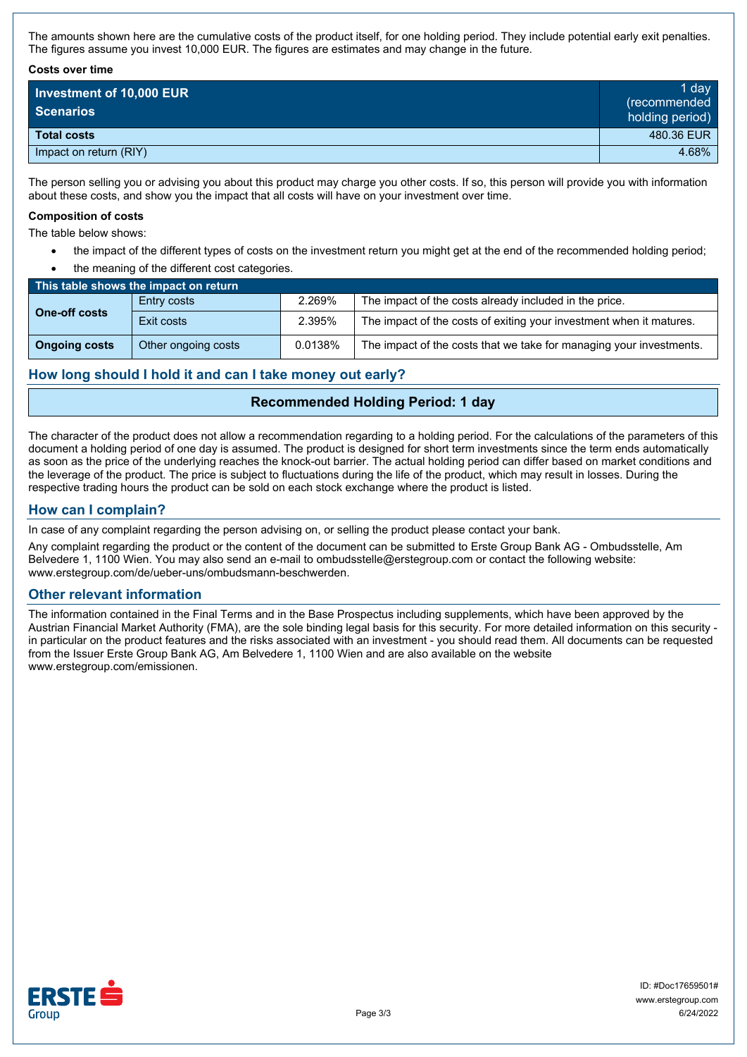The amounts shown here are the cumulative costs of the product itself, for one holding period. They include potential early exit penalties. The figures assume you invest 10,000 EUR. The figures are estimates and may change in the future.

**Costs over time**

| **Investment of 10,000 EUR**<br>**Scenarios** | 1 day (recommended holding period) |
|---|---|
| **Total costs** | 480.36 EUR |
| Impact on return (RIY) | 4.68% |

The person selling you or advising you about this product may charge you other costs. If so, this person will provide you with information about these costs, and show you the impact that all costs will have on your investment over time.

**Composition of costs**

The table below shows:

- the impact of the different types of costs on the investment return you might get at the end of the recommended holding period;
- the meaning of the different cost categories.

| This table shows the impact on return | | | |
|---|---|---|---|
| **One-off costs** | Entry costs | 2.269% | The impact of the costs already included in the price. |
| | Exit costs | 2.395% | The impact of the costs of exiting your investment when it matures. |
| **Ongoing costs** | Other ongoing costs | 0.0138% | The impact of the costs that we take for managing your investments. |

## How long should I hold it and can I take money out early?

**Recommended Holding Period: 1 day**

The character of the product does not allow a recommendation regarding to a holding period. For the calculations of the parameters of this document a holding period of one day is assumed. The product is designed for short term investments since the term ends automatically as soon as the price of the underlying reaches the knock-out barrier. The actual holding period can differ based on market conditions and the leverage of the product. The price is subject to fluctuations during the life of the product, which may result in losses. During the respective trading hours the product can be sold on each stock exchange where the product is listed.

## How can I complain?

In case of any complaint regarding the person advising on, or selling the product please contact your bank.

Any complaint regarding the product or the content of the document can be submitted to Erste Group Bank AG - Ombudsstelle, Am Belvedere 1, 1100 Wien. You may also send an e-mail to ombudsstelle@erstegroup.com or contact the following website: www.erstegroup.com/de/ueber-uns/ombudsmann-beschwerden.

## Other relevant information

The information contained in the Final Terms and in the Base Prospectus including supplements, which have been approved by the Austrian Financial Market Authority (FMA), are the sole binding legal basis for this security. For more detailed information on this security - in particular on the product features and the risks associated with an investment - you should read them. All documents can be requested from the Issuer Erste Group Bank AG, Am Belvedere 1, 1100 Wien and are also available on the website www.erstegroup.com/emissionen.

ID: #Doc17659501#
www.erstegroup.com
6/24/2022